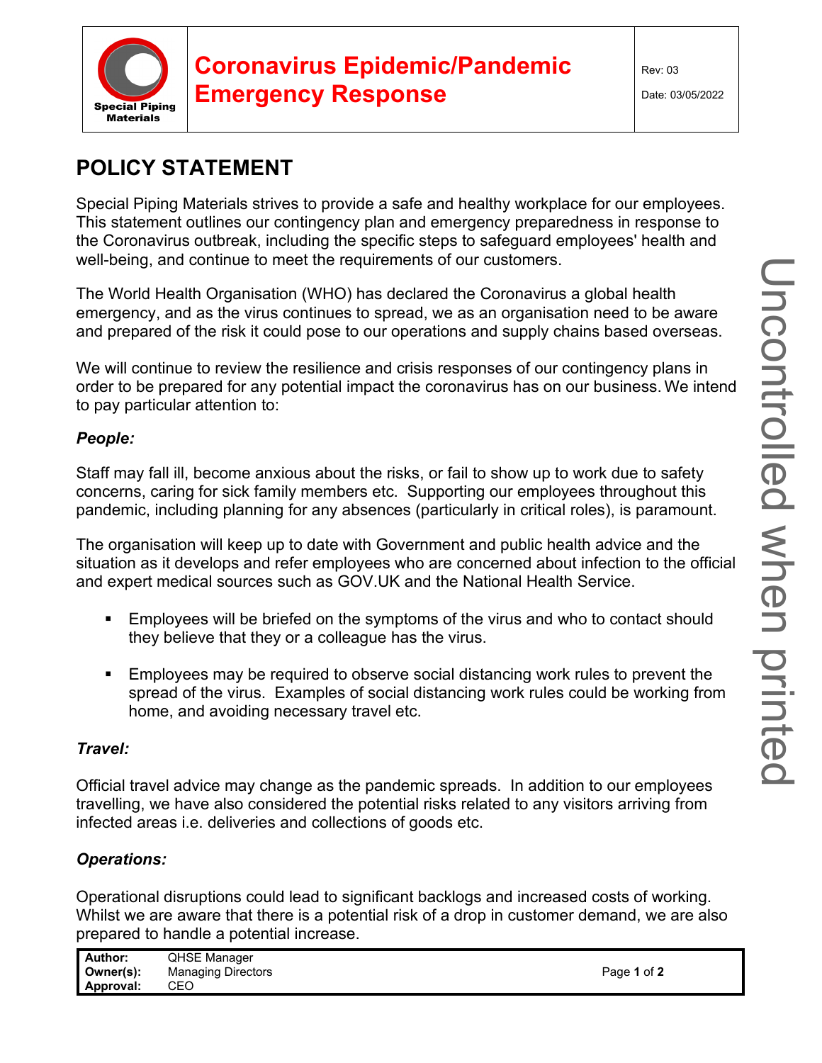# Coronavirus Epidemic/Pandemic Emergency Response

Rev: 03

Date: 03/05/2022

## POLICY STATEMENT

Special Piping Materials strives to provide a safe and healthy workplace for our employees. This statement outlines our contingency plan and emergency preparedness in response to the Coronavirus outbreak, including the specific steps to safeguard employees' health and well-being, and continue to meet the requirements of our customers.

The World Health Organisation (WHO) has declared the Coronavirus a global health emergency, and as the virus continues to spread, we as an organisation need to be aware and prepared of the risk it could pose to our operations and supply chains based overseas.

We will continue to review the resilience and crisis responses of our contingency plans in order to be prepared for any potential impact the coronavirus has on our business. We intend to pay particular attention to:

***People:***

Staff may fall ill, become anxious about the risks, or fail to show up to work due to safety concerns, caring for sick family members etc. Supporting our employees throughout this pandemic, including planning for any absences (particularly in critical roles), is paramount.

The organisation will keep up to date with Government and public health advice and the situation as it develops and refer employees who are concerned about infection to the official and expert medical sources such as GOV.UK and the National Health Service.

- Employees will be briefed on the symptoms of the virus and who to contact should they believe that they or a colleague has the virus.
- Employees may be required to observe social distancing work rules to prevent the spread of the virus. Examples of social distancing work rules could be working from home, and avoiding necessary travel etc.

***Travel:***

Official travel advice may change as the pandemic spreads. In addition to our employees travelling, we have also considered the potential risks related to any visitors arriving from infected areas i.e. deliveries and collections of goods etc.

***Operations:***

Operational disruptions could lead to significant backlogs and increased costs of working. Whilst we are aware that there is a potential risk of a drop in customer demand, we are also prepared to handle a potential increase.

**Author:** QHSE Manager
**Owner(s):** Managing Directors
**Approval:** CEO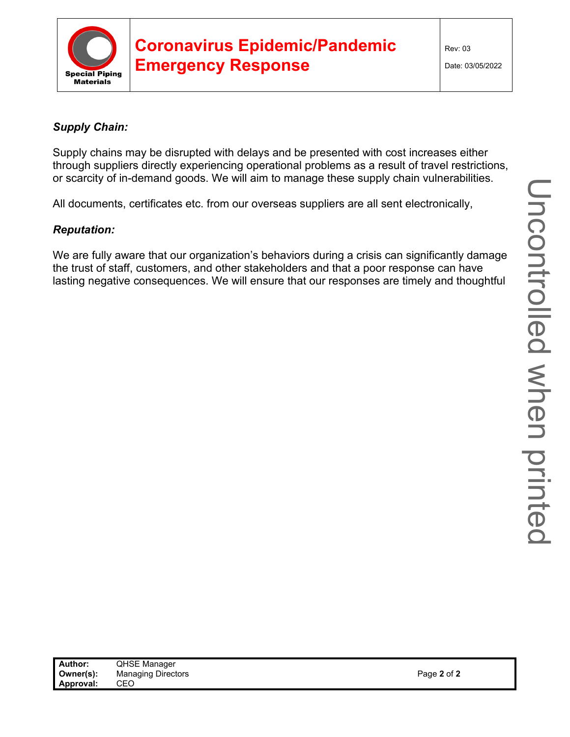***Supply Chain:***

Supply chains may be disrupted with delays and be presented with cost increases either through suppliers directly experiencing operational problems as a result of travel restrictions, or scarcity of in-demand goods. We will aim to manage these supply chain vulnerabilities.

All documents, certificates etc. from our overseas suppliers are all sent electronically,

***Reputation:***

We are fully aware that our organization's behaviors during a crisis can significantly damage the trust of staff, customers, and other stakeholders and that a poor response can have lasting negative consequences. We will ensure that our responses are timely and thoughtful